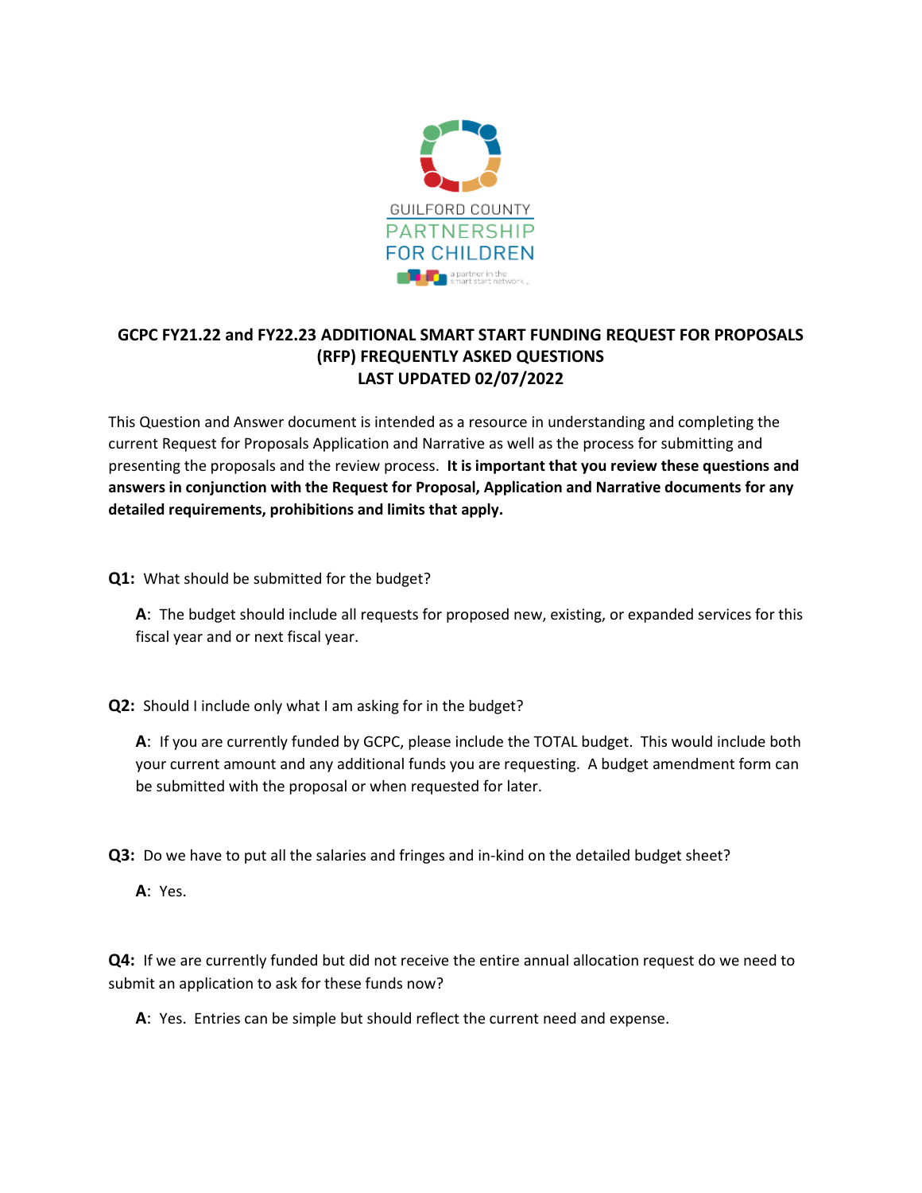GUILFORD COUNTY
PARTNERSHIP
FOR CHILDREN

a partner in the smart start network

## GCPC FY21.22 and FY22.23 ADDITIONAL SMART START FUNDING REQUEST FOR PROPOSALS (RFP) FREQUENTLY ASKED QUESTIONS
## LAST UPDATED 02/07/2022

This Question and Answer document is intended as a resource in understanding and completing the current Request for Proposals Application and Narrative as well as the process for submitting and presenting the proposals and the review process. **It is important that you review these questions and answers in conjunction with the Request for Proposal, Application and Narrative documents for any detailed requirements, prohibitions and limits that apply.**

**Q1:** What should be submitted for the budget?

> **A**: The budget should include all requests for proposed new, existing, or expanded services for this fiscal year and or next fiscal year.

**Q2:** Should I include only what I am asking for in the budget?

> **A**: If you are currently funded by GCPC, please include the TOTAL budget. This would include both your current amount and any additional funds you are requesting. A budget amendment form can be submitted with the proposal or when requested for later.

**Q3:** Do we have to put all the salaries and fringes and in-kind on the detailed budget sheet?

> **A**: Yes.

**Q4:** If we are currently funded but did not receive the entire annual allocation request do we need to submit an application to ask for these funds now?

> **A**: Yes. Entries can be simple but should reflect the current need and expense.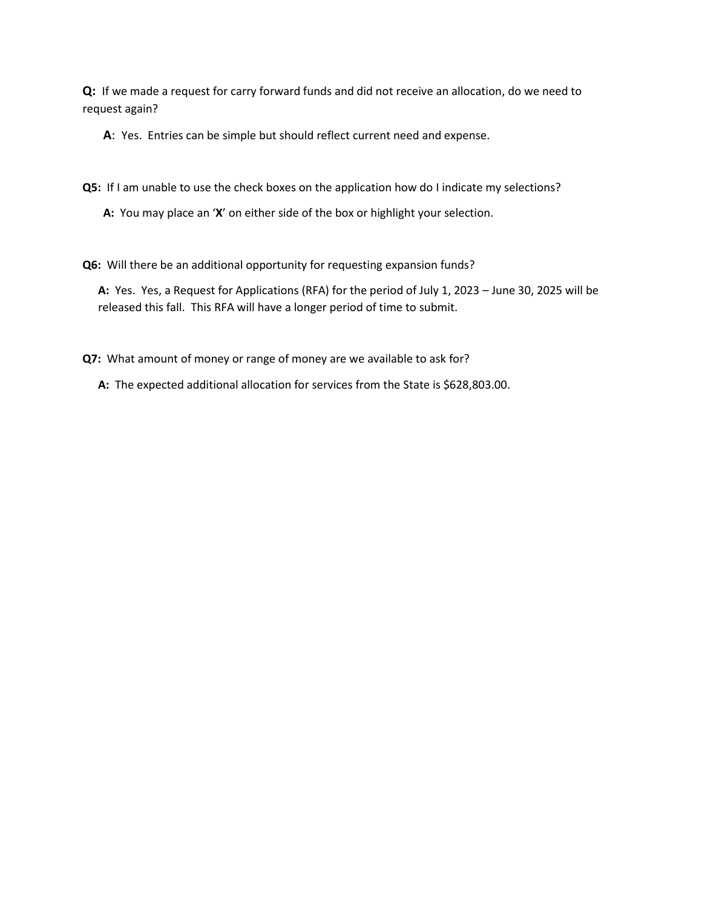**Q:** If we made a request for carry forward funds and did not receive an allocation, do we need to request again?

**A**: Yes. Entries can be simple but should reflect current need and expense.

**Q5:** If I am unable to use the check boxes on the application how do I indicate my selections?

**A:** You may place an '**X**' on either side of the box or highlight your selection.

**Q6:** Will there be an additional opportunity for requesting expansion funds?

**A:** Yes. Yes, a Request for Applications (RFA) for the period of July 1, 2023 – June 30, 2025 will be released this fall. This RFA will have a longer period of time to submit.

**Q7:** What amount of money or range of money are we available to ask for?

**A:** The expected additional allocation for services from the State is $628,803.00.